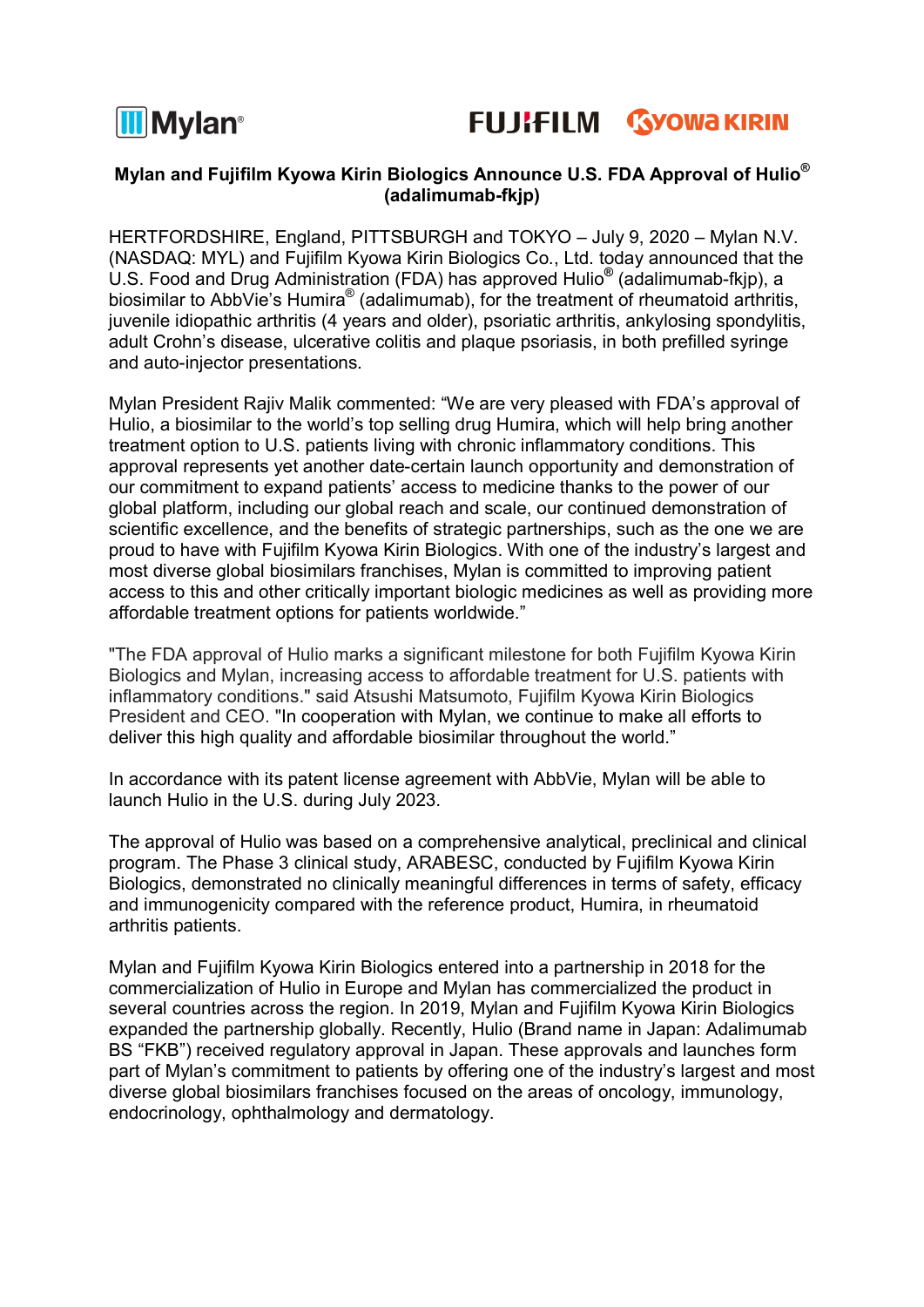Mylan® FUJIFILM KYOWA KIRIN

**Mylan and Fujifilm Kyowa Kirin Biologics Announce U.S. FDA Approval of Hulio® (adalimumab-fkjp)**

HERTFORDSHIRE, England, PITTSBURGH and TOKYO – July 9, 2020 – Mylan N.V. (NASDAQ: MYL) and Fujifilm Kyowa Kirin Biologics Co., Ltd. today announced that the U.S. Food and Drug Administration (FDA) has approved Hulio® (adalimumab-fkjp), a biosimilar to AbbVie's Humira® (adalimumab), for the treatment of rheumatoid arthritis, juvenile idiopathic arthritis (4 years and older), psoriatic arthritis, ankylosing spondylitis, adult Crohn's disease, ulcerative colitis and plaque psoriasis, in both prefilled syringe and auto-injector presentations.

Mylan President Rajiv Malik commented: "We are very pleased with FDA's approval of Hulio, a biosimilar to the world's top selling drug Humira, which will help bring another treatment option to U.S. patients living with chronic inflammatory conditions. This approval represents yet another date-certain launch opportunity and demonstration of our commitment to expand patients' access to medicine thanks to the power of our global platform, including our global reach and scale, our continued demonstration of scientific excellence, and the benefits of strategic partnerships, such as the one we are proud to have with Fujifilm Kyowa Kirin Biologics. With one of the industry's largest and most diverse global biosimilars franchises, Mylan is committed to improving patient access to this and other critically important biologic medicines as well as providing more affordable treatment options for patients worldwide."

"The FDA approval of Hulio marks a significant milestone for both Fujifilm Kyowa Kirin Biologics and Mylan, increasing access to affordable treatment for U.S. patients with inflammatory conditions." said Atsushi Matsumoto, Fujifilm Kyowa Kirin Biologics President and CEO. "In cooperation with Mylan, we continue to make all efforts to deliver this high quality and affordable biosimilar throughout the world."

In accordance with its patent license agreement with AbbVie, Mylan will be able to launch Hulio in the U.S. during July 2023.

The approval of Hulio was based on a comprehensive analytical, preclinical and clinical program. The Phase 3 clinical study, ARABESC, conducted by Fujifilm Kyowa Kirin Biologics, demonstrated no clinically meaningful differences in terms of safety, efficacy and immunogenicity compared with the reference product, Humira, in rheumatoid arthritis patients.

Mylan and Fujifilm Kyowa Kirin Biologics entered into a partnership in 2018 for the commercialization of Hulio in Europe and Mylan has commercialized the product in several countries across the region. In 2019, Mylan and Fujifilm Kyowa Kirin Biologics expanded the partnership globally. Recently, Hulio (Brand name in Japan: Adalimumab BS "FKB") received regulatory approval in Japan. These approvals and launches form part of Mylan's commitment to patients by offering one of the industry's largest and most diverse global biosimilars franchises focused on the areas of oncology, immunology, endocrinology, ophthalmology and dermatology.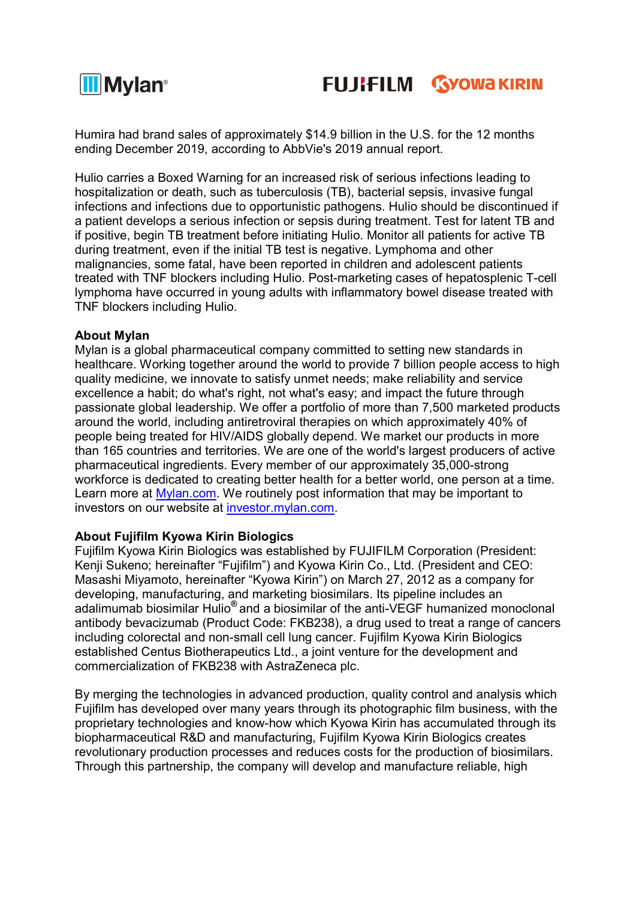Humira had brand sales of approximately $14.9 billion in the U.S. for the 12 months ending December 2019, according to AbbVie's 2019 annual report.

Hulio carries a Boxed Warning for an increased risk of serious infections leading to hospitalization or death, such as tuberculosis (TB), bacterial sepsis, invasive fungal infections and infections due to opportunistic pathogens. Hulio should be discontinued if a patient develops a serious infection or sepsis during treatment. Test for latent TB and if positive, begin TB treatment before initiating Hulio. Monitor all patients for active TB during treatment, even if the initial TB test is negative. Lymphoma and other malignancies, some fatal, have been reported in children and adolescent patients treated with TNF blockers including Hulio. Post-marketing cases of hepatosplenic T-cell lymphoma have occurred in young adults with inflammatory bowel disease treated with TNF blockers including Hulio.

**About Mylan**

Mylan is a global pharmaceutical company committed to setting new standards in healthcare. Working together around the world to provide 7 billion people access to high quality medicine, we innovate to satisfy unmet needs; make reliability and service excellence a habit; do what's right, not what's easy; and impact the future through passionate global leadership. We offer a portfolio of more than 7,500 marketed products around the world, including antiretroviral therapies on which approximately 40% of people being treated for HIV/AIDS globally depend. We market our products in more than 165 countries and territories. We are one of the world's largest producers of active pharmaceutical ingredients. Every member of our approximately 35,000-strong workforce is dedicated to creating better health for a better world, one person at a time. Learn more at [Mylan.com](Mylan.com). We routinely post information that may be important to investors on our website at [investor.mylan.com](investor.mylan.com).

**About Fujifilm Kyowa Kirin Biologics**

Fujifilm Kyowa Kirin Biologics was established by FUJIFILM Corporation (President: Kenji Sukeno; hereinafter “Fujifilm”) and Kyowa Kirin Co., Ltd. (President and CEO: Masashi Miyamoto, hereinafter “Kyowa Kirin”) on March 27, 2012 as a company for developing, manufacturing, and marketing biosimilars. Its pipeline includes an adalimumab biosimilar Hulio® and a biosimilar of the anti-VEGF humanized monoclonal antibody bevacizumab (Product Code: FKB238), a drug used to treat a range of cancers including colorectal and non-small cell lung cancer. Fujifilm Kyowa Kirin Biologics established Centus Biotherapeutics Ltd., a joint venture for the development and commercialization of FKB238 with AstraZeneca plc.

By merging the technologies in advanced production, quality control and analysis which Fujifilm has developed over many years through its photographic film business, with the proprietary technologies and know-how which Kyowa Kirin has accumulated through its biopharmaceutical R&D and manufacturing, Fujifilm Kyowa Kirin Biologics creates revolutionary production processes and reduces costs for the production of biosimilars. Through this partnership, the company will develop and manufacture reliable, high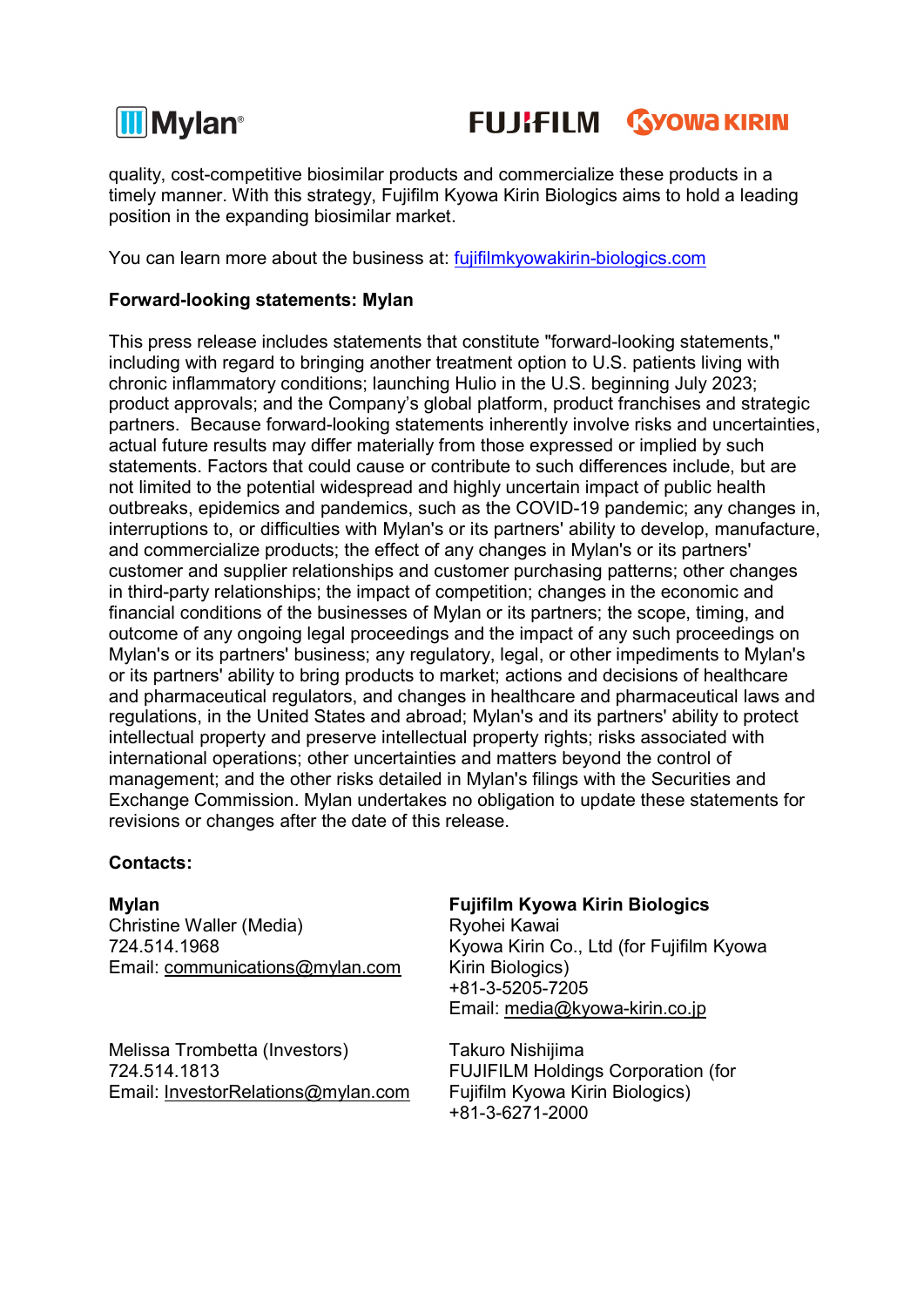quality, cost-competitive biosimilar products and commercialize these products in a timely manner. With this strategy, Fujifilm Kyowa Kirin Biologics aims to hold a leading position in the expanding biosimilar market.

You can learn more about the business at: fujifilmkyowakirin-biologics.com

**Forward-looking statements: Mylan**

This press release includes statements that constitute "forward-looking statements," including with regard to bringing another treatment option to U.S. patients living with chronic inflammatory conditions; launching Hulio in the U.S. beginning July 2023; product approvals; and the Company's global platform, product franchises and strategic partners. Because forward-looking statements inherently involve risks and uncertainties, actual future results may differ materially from those expressed or implied by such statements. Factors that could cause or contribute to such differences include, but are not limited to the potential widespread and highly uncertain impact of public health outbreaks, epidemics and pandemics, such as the COVID-19 pandemic; any changes in, interruptions to, or difficulties with Mylan's or its partners' ability to develop, manufacture, and commercialize products; the effect of any changes in Mylan's or its partners' customer and supplier relationships and customer purchasing patterns; other changes in third-party relationships; the impact of competition; changes in the economic and financial conditions of the businesses of Mylan or its partners; the scope, timing, and outcome of any ongoing legal proceedings and the impact of any such proceedings on Mylan's or its partners' business; any regulatory, legal, or other impediments to Mylan's or its partners' ability to bring products to market; actions and decisions of healthcare and pharmaceutical regulators, and changes in healthcare and pharmaceutical laws and regulations, in the United States and abroad; Mylan's and its partners' ability to protect intellectual property and preserve intellectual property rights; risks associated with international operations; other uncertainties and matters beyond the control of management; and the other risks detailed in Mylan's filings with the Securities and Exchange Commission. Mylan undertakes no obligation to update these statements for revisions or changes after the date of this release.

**Contacts:**

**Mylan**
Christine Waller (Media)
724.514.1968
Email: communications@mylan.com

Melissa Trombetta (Investors)
724.514.1813
Email: InvestorRelations@mylan.com

**Fujifilm Kyowa Kirin Biologics**
Ryohei Kawai
Kyowa Kirin Co., Ltd (for Fujifilm Kyowa Kirin Biologics)
+81-3-5205-7205
Email: media@kyowa-kirin.co.jp

Takuro Nishijima
FUJIFILM Holdings Corporation (for Fujifilm Kyowa Kirin Biologics)
+81-3-6271-2000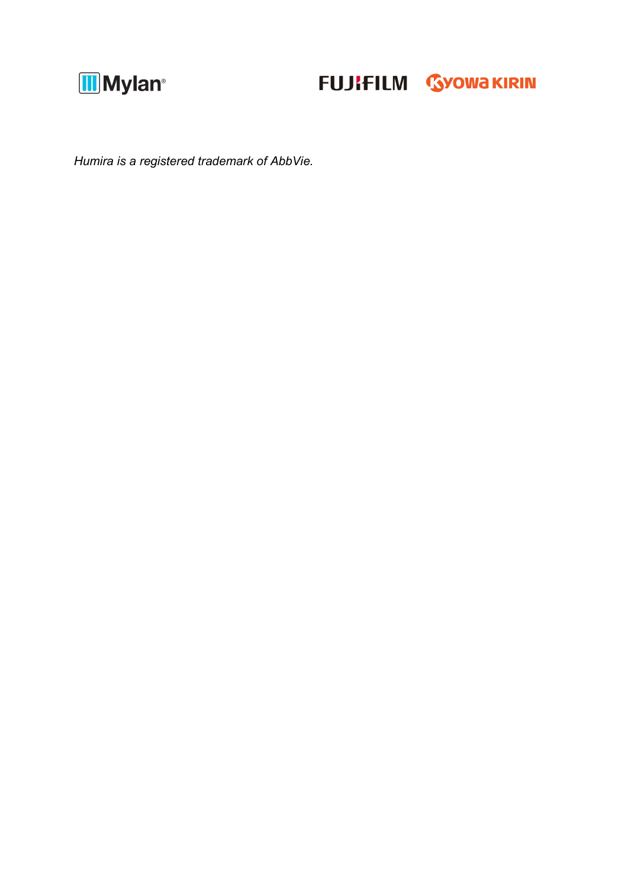Mylan

FUJIFILM KYOWA KIRIN

*Humira is a registered trademark of AbbVie.*